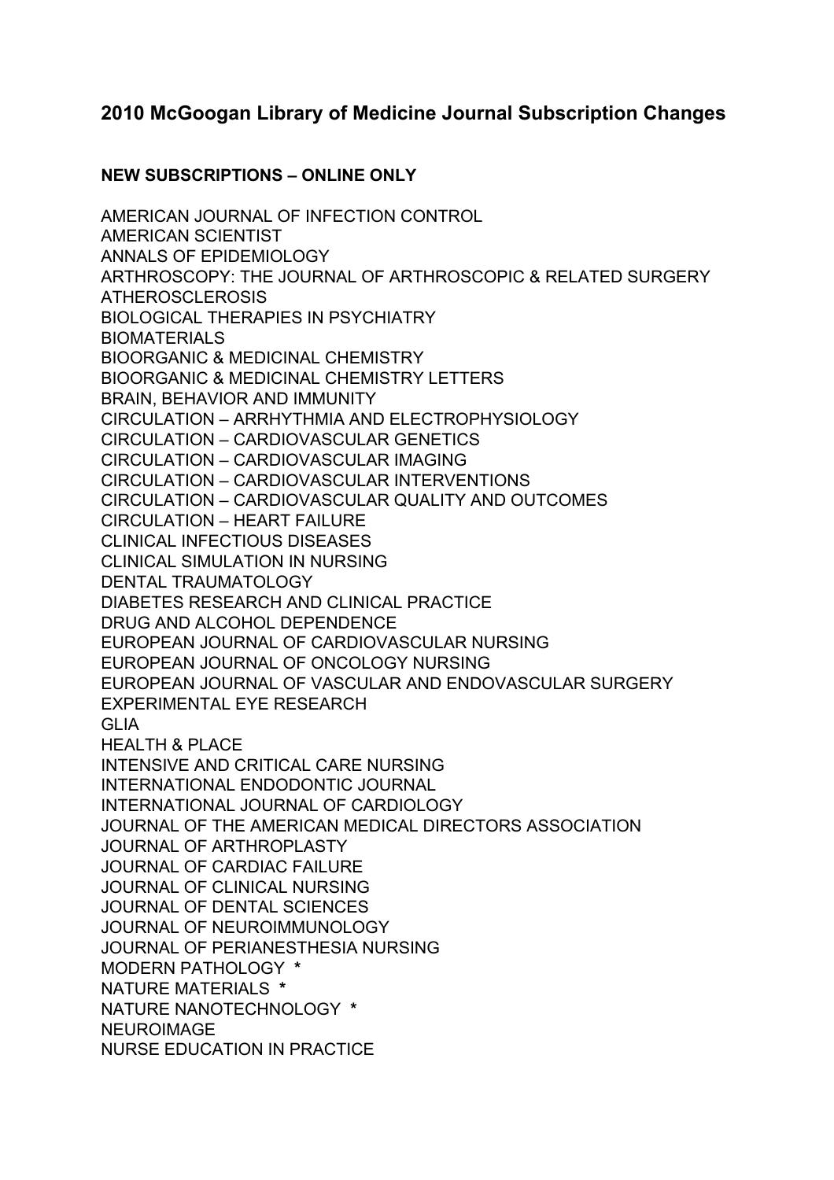# 2010 McGoogan Library of Medicine Journal Subscription Changes

**NEW SUBSCRIPTIONS – ONLINE ONLY**

AMERICAN JOURNAL OF INFECTION CONTROL
AMERICAN SCIENTIST
ANNALS OF EPIDEMIOLOGY
ARTHROSCOPY: THE JOURNAL OF ARTHROSCOPIC & RELATED SURGERY
ATHEROSCLEROSIS
BIOLOGICAL THERAPIES IN PSYCHIATRY
BIOMATERIALS
BIOORGANIC & MEDICINAL CHEMISTRY
BIOORGANIC & MEDICINAL CHEMISTRY LETTERS
BRAIN, BEHAVIOR AND IMMUNITY
CIRCULATION – ARRHYTHMIA AND ELECTROPHYSIOLOGY
CIRCULATION – CARDIOVASCULAR GENETICS
CIRCULATION – CARDIOVASCULAR IMAGING
CIRCULATION – CARDIOVASCULAR INTERVENTIONS
CIRCULATION – CARDIOVASCULAR QUALITY AND OUTCOMES
CIRCULATION – HEART FAILURE
CLINICAL INFECTIOUS DISEASES
CLINICAL SIMULATION IN NURSING
DENTAL TRAUMATOLOGY
DIABETES RESEARCH AND CLINICAL PRACTICE
DRUG AND ALCOHOL DEPENDENCE
EUROPEAN JOURNAL OF CARDIOVASCULAR NURSING
EUROPEAN JOURNAL OF ONCOLOGY NURSING
EUROPEAN JOURNAL OF VASCULAR AND ENDOVASCULAR SURGERY
EXPERIMENTAL EYE RESEARCH
GLIA
HEALTH & PLACE
INTENSIVE AND CRITICAL CARE NURSING
INTERNATIONAL ENDODONTIC JOURNAL
INTERNATIONAL JOURNAL OF CARDIOLOGY
JOURNAL OF THE AMERICAN MEDICAL DIRECTORS ASSOCIATION
JOURNAL OF ARTHROPLASTY
JOURNAL OF CARDIAC FAILURE
JOURNAL OF CLINICAL NURSING
JOURNAL OF DENTAL SCIENCES
JOURNAL OF NEUROIMMUNOLOGY
JOURNAL OF PERIANESTHESIA NURSING
MODERN PATHOLOGY **\***
NATURE MATERIALS **\***
NATURE NANOTECHNOLOGY **\***
NEUROIMAGE
NURSE EDUCATION IN PRACTICE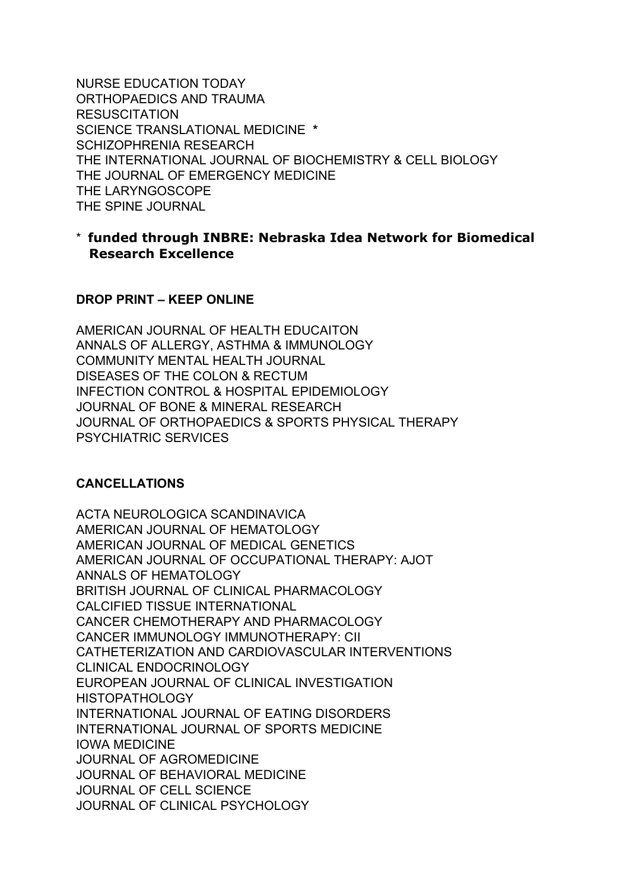NURSE EDUCATION TODAY
ORTHOPAEDICS AND TRAUMA
RESUSCITATION
SCIENCE TRANSLATIONAL MEDICINE **\***
SCHIZOPHRENIA RESEARCH
THE INTERNATIONAL JOURNAL OF BIOCHEMISTRY & CELL BIOLOGY
THE JOURNAL OF EMERGENCY MEDICINE
THE LARYNGOSCOPE
THE SPINE JOURNAL

\* **funded through INBRE: Nebraska Idea Network for Biomedical Research Excellence**

**DROP PRINT – KEEP ONLINE**

AMERICAN JOURNAL OF HEALTH EDUCAITON
ANNALS OF ALLERGY, ASTHMA & IMMUNOLOGY
COMMUNITY MENTAL HEALTH JOURNAL
DISEASES OF THE COLON & RECTUM
INFECTION CONTROL & HOSPITAL EPIDEMIOLOGY
JOURNAL OF BONE & MINERAL RESEARCH
JOURNAL OF ORTHOPAEDICS & SPORTS PHYSICAL THERAPY
PSYCHIATRIC SERVICES

**CANCELLATIONS**

ACTA NEUROLOGICA SCANDINAVICA
AMERICAN JOURNAL OF HEMATOLOGY
AMERICAN JOURNAL OF MEDICAL GENETICS
AMERICAN JOURNAL OF OCCUPATIONAL THERAPY: AJOT
ANNALS OF HEMATOLOGY
BRITISH JOURNAL OF CLINICAL PHARMACOLOGY
CALCIFIED TISSUE INTERNATIONAL
CANCER CHEMOTHERAPY AND PHARMACOLOGY
CANCER IMMUNOLOGY IMMUNOTHERAPY: CII
CATHETERIZATION AND CARDIOVASCULAR INTERVENTIONS
CLINICAL ENDOCRINOLOGY
EUROPEAN JOURNAL OF CLINICAL INVESTIGATION
HISTOPATHOLOGY
INTERNATIONAL JOURNAL OF EATING DISORDERS
INTERNATIONAL JOURNAL OF SPORTS MEDICINE
IOWA MEDICINE
JOURNAL OF AGROMEDICINE
JOURNAL OF BEHAVIORAL MEDICINE
JOURNAL OF CELL SCIENCE
JOURNAL OF CLINICAL PSYCHOLOGY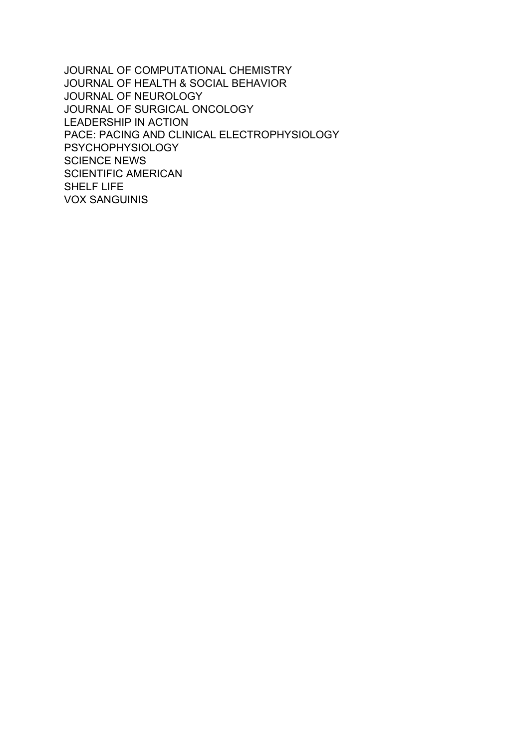JOURNAL OF COMPUTATIONAL CHEMISTRY
JOURNAL OF HEALTH & SOCIAL BEHAVIOR
JOURNAL OF NEUROLOGY
JOURNAL OF SURGICAL ONCOLOGY
LEADERSHIP IN ACTION
PACE: PACING AND CLINICAL ELECTROPHYSIOLOGY
PSYCHOPHYSIOLOGY
SCIENCE NEWS
SCIENTIFIC AMERICAN
SHELF LIFE
VOX SANGUINIS